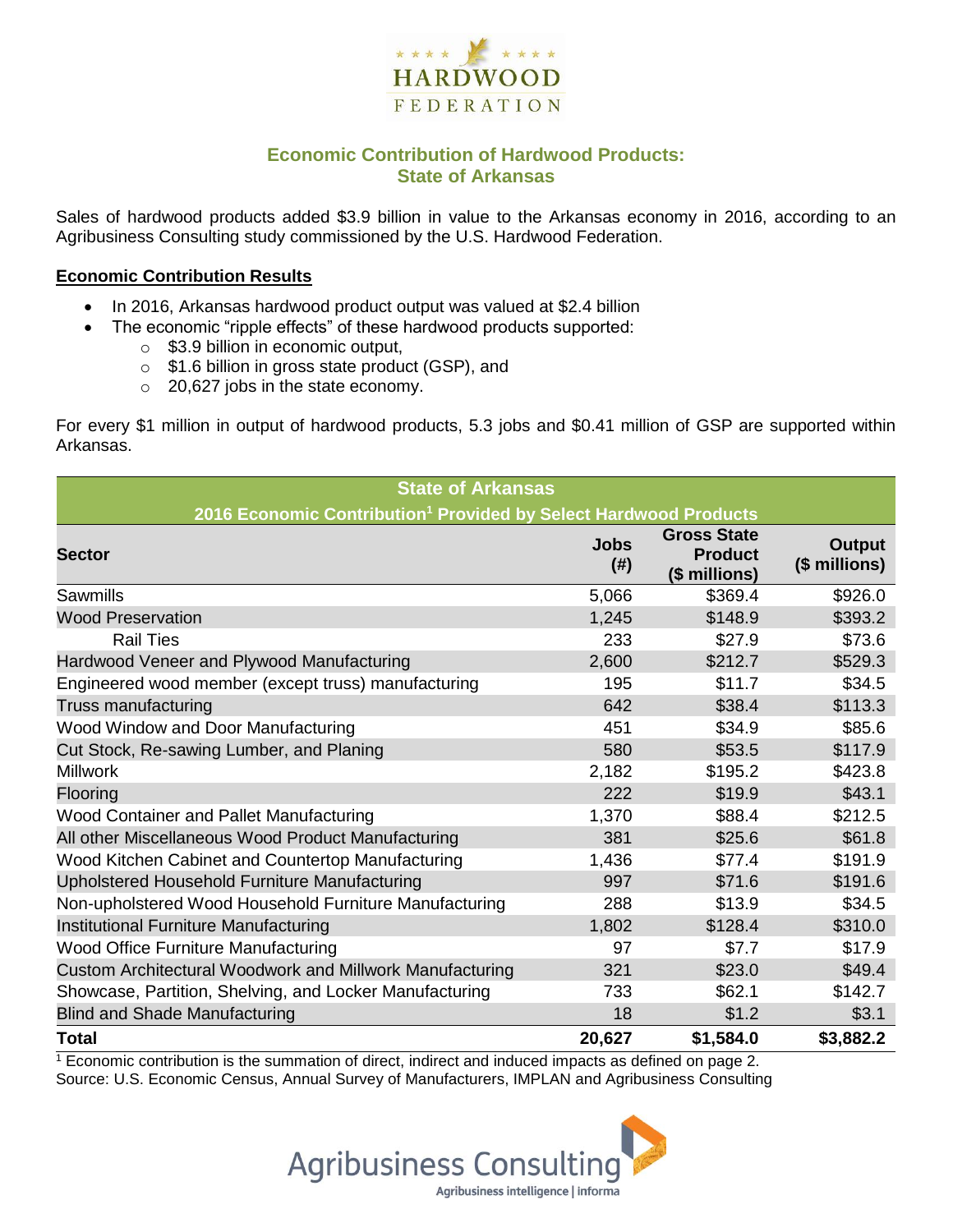HARDWOOD FEDERATION

## Economic Contribution of Hardwood Products: State of Arkansas

Sales of hardwood products added $3.9 billion in value to the Arkansas economy in 2016, according to an Agribusiness Consulting study commissioned by the U.S. Hardwood Federation.

### Economic Contribution Results

- In 2016, Arkansas hardwood product output was valued at $2.4 billion
- The economic "ripple effects" of these hardwood products supported:
  - $3.9 billion in economic output,
  - $1.6 billion in gross state product (GSP), and
  - 20,627 jobs in the state economy.

For every $1 million in output of hardwood products, 5.3 jobs and $0.41 million of GSP are supported within Arkansas.

**State of Arkansas**
**2016 Economic Contribution[1] Provided by Select Hardwood Products**

| Sector | Jobs (#) | Gross State Product ($ millions) | Output ($ millions) |
|---|---|---|---|
| Sawmills | 5,066 | $369.4 | $926.0 |
| Wood Preservation | 1,245 | $148.9 | $393.2 |
| Rail Ties | 233 | $27.9 | $73.6 |
| Hardwood Veneer and Plywood Manufacturing | 2,600 | $212.7 | $529.3 |
| Engineered wood member (except truss) manufacturing | 195 | $11.7 | $34.5 |
| Truss manufacturing | 642 | $38.4 | $113.3 |
| Wood Window and Door Manufacturing | 451 | $34.9 | $85.6 |
| Cut Stock, Re-sawing Lumber, and Planing | 580 | $53.5 | $117.9 |
| Millwork | 2,182 | $195.2 | $423.8 |
| Flooring | 222 | $19.9 | $43.1 |
| Wood Container and Pallet Manufacturing | 1,370 | $88.4 | $212.5 |
| All other Miscellaneous Wood Product Manufacturing | 381 | $25.6 | $61.8 |
| Wood Kitchen Cabinet and Countertop Manufacturing | 1,436 | $77.4 | $191.9 |
| Upholstered Household Furniture Manufacturing | 997 | $71.6 | $191.6 |
| Non-upholstered Wood Household Furniture Manufacturing | 288 | $13.9 | $34.5 |
| Institutional Furniture Manufacturing | 1,802 | $128.4 | $310.0 |
| Wood Office Furniture Manufacturing | 97 | $7.7 | $17.9 |
| Custom Architectural Woodwork and Millwork Manufacturing | 321 | $23.0 | $49.4 |
| Showcase, Partition, Shelving, and Locker Manufacturing | 733 | $62.1 | $142.7 |
| Blind and Shade Manufacturing | 18 | $1.2 | $3.1 |
| **Total** | **20,627** | **$1,584.0** | **$3,882.2** |

[1] Economic contribution is the summation of direct, indirect and induced impacts as defined on page 2.
Source: U.S. Economic Census, Annual Survey of Manufacturers, IMPLAN and Agribusiness Consulting

Agribusiness Consulting
Agribusiness intelligence | informa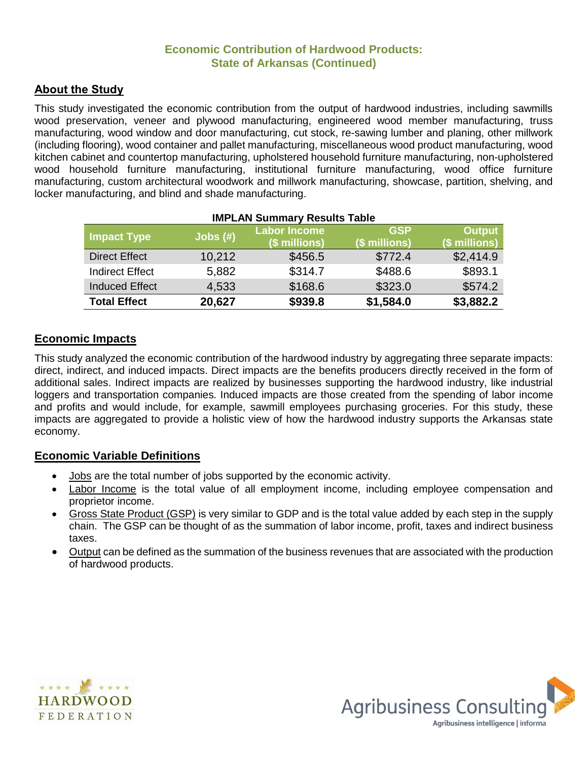## Economic Contribution of Hardwood Products: State of Arkansas (Continued)

## About the Study

This study investigated the economic contribution from the output of hardwood industries, including sawmills wood preservation, veneer and plywood manufacturing, engineered wood member manufacturing, truss manufacturing, wood window and door manufacturing, cut stock, re-sawing lumber and planing, other millwork (including flooring), wood container and pallet manufacturing, miscellaneous wood product manufacturing, wood kitchen cabinet and countertop manufacturing, upholstered household furniture manufacturing, non-upholstered wood household furniture manufacturing, institutional furniture manufacturing, wood office furniture manufacturing, custom architectural woodwork and millwork manufacturing, showcase, partition, shelving, and locker manufacturing, and blind and shade manufacturing.

**IMPLAN Summary Results Table**

| Impact Type | Jobs (#) | Labor Income ($ millions) | GSP ($ millions) | Output ($ millions) |
|---|---|---|---|---|
| Direct Effect | 10,212 | $456.5 | $772.4 | $2,414.9 |
| Indirect Effect | 5,882 | $314.7 | $488.6 | $893.1 |
| Induced Effect | 4,533 | $168.6 | $323.0 | $574.2 |
| **Total Effect** | **20,627** | **$939.8** | **$1,584.0** | **$3,882.2** |

## Economic Impacts

This study analyzed the economic contribution of the hardwood industry by aggregating three separate impacts: direct, indirect, and induced impacts. Direct impacts are the benefits producers directly received in the form of additional sales. Indirect impacts are realized by businesses supporting the hardwood industry, like industrial loggers and transportation companies. Induced impacts are those created from the spending of labor income and profits and would include, for example, sawmill employees purchasing groceries. For this study, these impacts are aggregated to provide a holistic view of how the hardwood industry supports the Arkansas state economy.

## Economic Variable Definitions

- Jobs are the total number of jobs supported by the economic activity.
- Labor Income is the total value of all employment income, including employee compensation and proprietor income.
- Gross State Product (GSP) is very similar to GDP and is the total value added by each step in the supply chain. The GSP can be thought of as the summation of labor income, profit, taxes and indirect business taxes.
- Output can be defined as the summation of the business revenues that are associated with the production of hardwood products.

HARDWOOD FEDERATION

Agribusiness Consulting
Agribusiness intelligence | informa